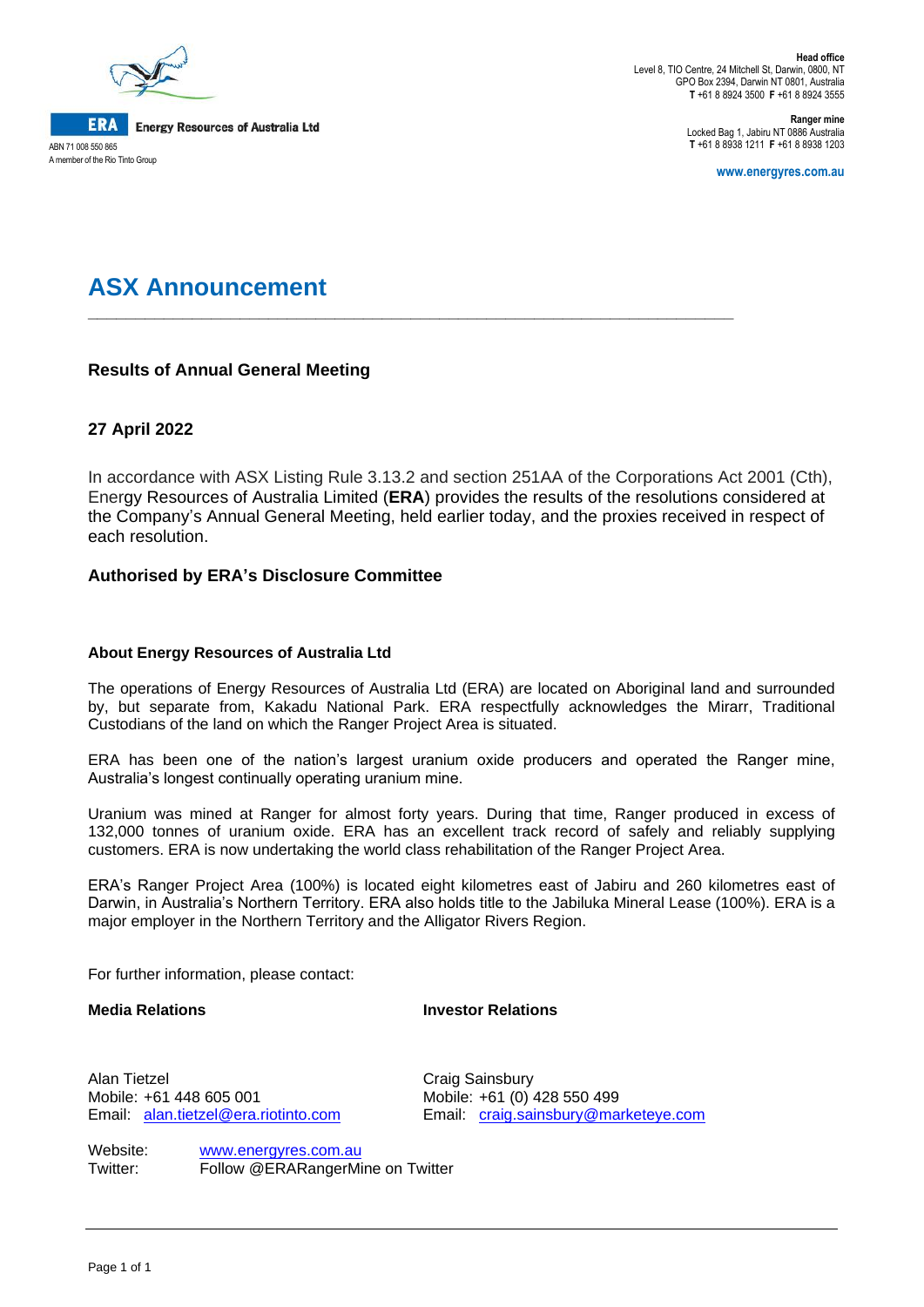**ERA** Energy Resources of Australia Ltd

ABN 71 008 550 865
A member of the Rio Tinto Group

**Head office**
Level 8, TIO Centre, 24 Mitchell St, Darwin, 0800, NT
GPO Box 2394, Darwin NT 0801, Australia
**T** +61 8 8924 3500 **F** +61 8 8924 3555

**Ranger mine**
Locked Bag 1, Jabiru NT 0886 Australia
**T** +61 8 8938 1211 **F** +61 8 8938 1203

**www.energyres.com.au**

# ASX Announcement

## Results of Annual General Meeting

## 27 April 2022

In accordance with ASX Listing Rule 3.13.2 and section 251AA of the Corporations Act 2001 (Cth), Energy Resources of Australia Limited (**ERA**) provides the results of the resolutions considered at the Company's Annual General Meeting, held earlier today, and the proxies received in respect of each resolution.

### Authorised by ERA's Disclosure Committee

#### About Energy Resources of Australia Ltd

The operations of Energy Resources of Australia Ltd (ERA) are located on Aboriginal land and surrounded by, but separate from, Kakadu National Park. ERA respectfully acknowledges the Mirarr, Traditional Custodians of the land on which the Ranger Project Area is situated.

ERA has been one of the nation's largest uranium oxide producers and operated the Ranger mine, Australia's longest continually operating uranium mine.

Uranium was mined at Ranger for almost forty years. During that time, Ranger produced in excess of 132,000 tonnes of uranium oxide. ERA has an excellent track record of safely and reliably supplying customers. ERA is now undertaking the world class rehabilitation of the Ranger Project Area.

ERA's Ranger Project Area (100%) is located eight kilometres east of Jabiru and 260 kilometres east of Darwin, in Australia's Northern Territory. ERA also holds title to the Jabiluka Mineral Lease (100%). ERA is a major employer in the Northern Territory and the Alligator Rivers Region.

For further information, please contact:

**Media Relations**

Alan Tietzel
Mobile: +61 448 605 001
Email: alan.tietzel@era.riotinto.com

**Investor Relations**

Craig Sainsbury
Mobile: +61 (0) 428 550 499
Email: craig.sainsbury@marketeye.com

Website: www.energyres.com.au
Twitter: Follow @ERARangerMine on Twitter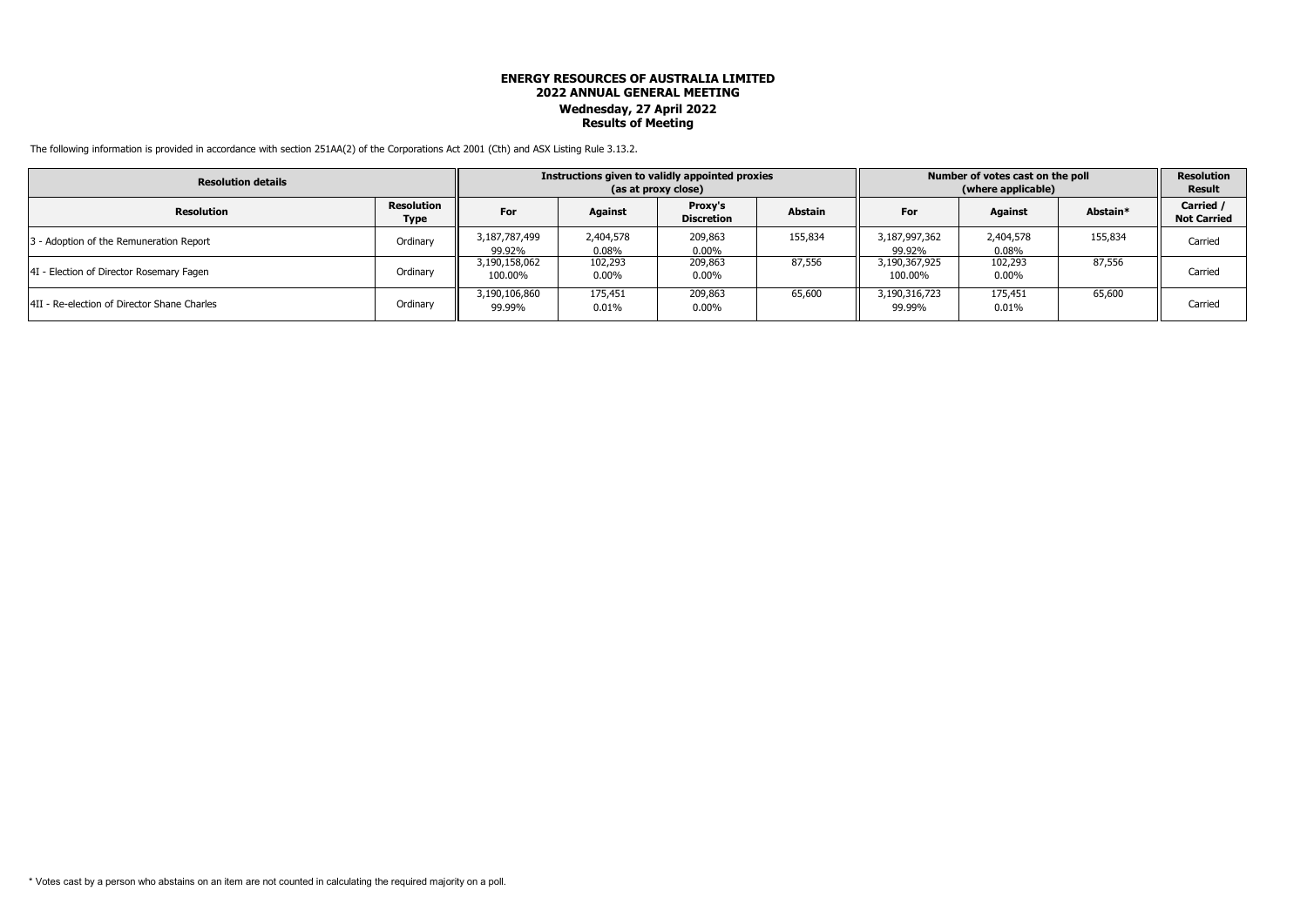**ENERGY RESOURCES OF AUSTRALIA LIMITED**
**2022 ANNUAL GENERAL MEETING**
**Wednesday, 27 April 2022**
**Results of Meeting**

The following information is provided in accordance with section 251AA(2) of the Corporations Act 2001 (Cth) and ASX Listing Rule 3.13.2.

| Resolution details | | Instructions given to validly appointed proxies (as at proxy close) | | | | Number of votes cast on the poll (where applicable) | | | Resolution Result |
|---|---|---|---|---|---|---|---|---|---|
| **Resolution** | **Resolution Type** | **For** | **Against** | **Proxy's Discretion** | **Abstain** | **For** | **Against** | **Abstain*** | **Carried / Not Carried** |
| 3 - Adoption of the Remuneration Report | Ordinary | 3,187,787,499 99.92% | 2,404,578 0.08% | 209,863 0.00% | 155,834 | 3,187,997,362 99.92% | 2,404,578 0.08% | 155,834 | Carried |
| 4I - Election of Director Rosemary Fagen | Ordinary | 3,190,158,062 100.00% | 102,293 0.00% | 209,863 0.00% | 87,556 | 3,190,367,925 100.00% | 102,293 0.00% | 87,556 | Carried |
| 4II - Re-election of Director Shane Charles | Ordinary | 3,190,106,860 99.99% | 175,451 0.01% | 209,863 0.00% | 65,600 | 3,190,316,723 99.99% | 175,451 0.01% | 65,600 | Carried |

* Votes cast by a person who abstains on an item are not counted in calculating the required majority on a poll.